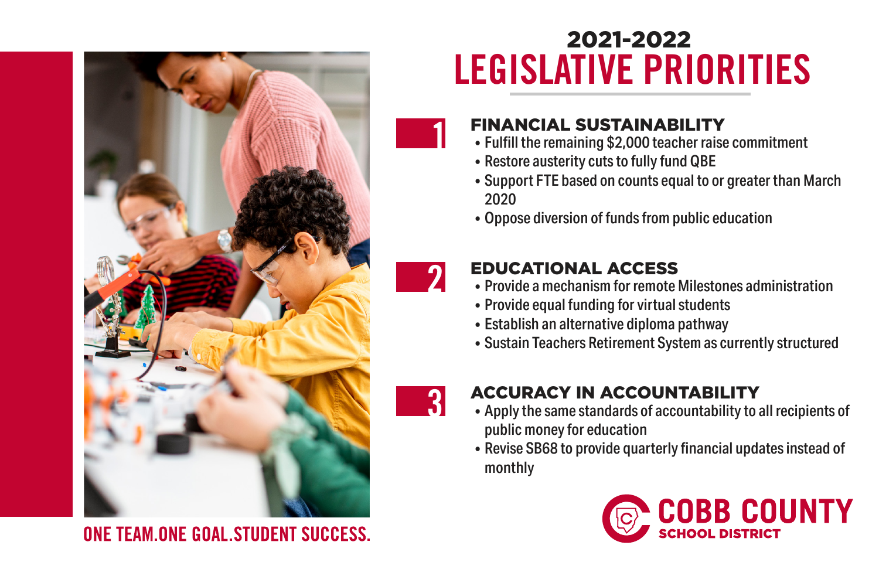# 2021-2022 LEGISLATIVE PRIORITIES

## 1 FINANCIAL SUSTAINABILITY

- Fulfill the remaining $2,000 teacher raise commitment
- Restore austerity cuts to fully fund QBE
- Support FTE based on counts equal to or greater than March 2020
- Oppose diversion of funds from public education

## 2 EDUCATIONAL ACCESS

- Provide a mechanism for remote Milestones administration
- Provide equal funding for virtual students
- Establish an alternative diploma pathway
- Sustain Teachers Retirement System as currently structured

## 3 ACCURACY IN ACCOUNTABILITY

- Apply the same standards of accountability to all recipients of public money for education
- Revise SB68 to provide quarterly financial updates instead of monthly

ONE TEAM.ONE GOAL.STUDENT SUCCESS.

COBB COUNTY SCHOOL DISTRICT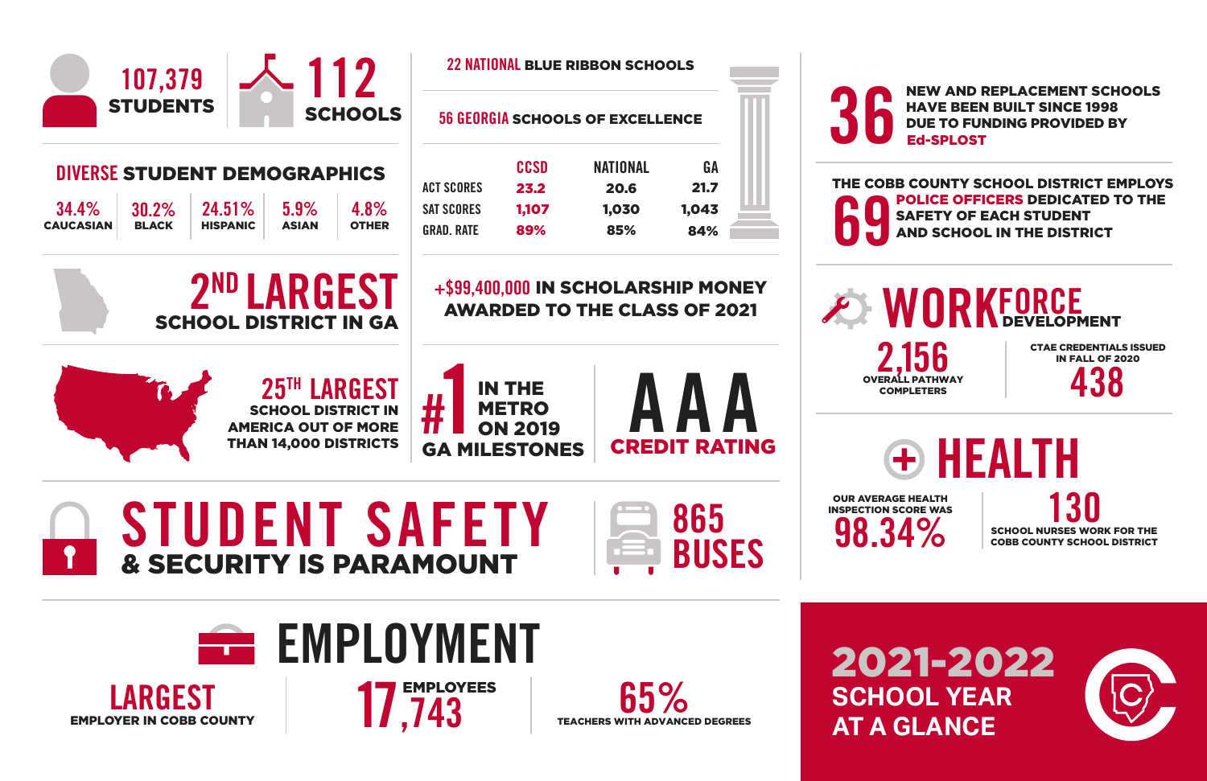# 2021-2022 SCHOOL YEAR AT A GLANCE

**107,379** STUDENTS

**112** SCHOOLS

## DIVERSE STUDENT DEMOGRAPHICS

| 34.4% | 30.2% | 24.51% | 5.9% | 4.8% |
|---|---|---|---|---|
| CAUCASIAN | BLACK | HISPANIC | ASIAN | OTHER |

**2ND LARGEST** SCHOOL DISTRICT IN GA

**25TH LARGEST** SCHOOL DISTRICT IN AMERICA OUT OF MORE THAN 14,000 DISTRICTS

**22 NATIONAL** BLUE RIBBON SCHOOLS

**56 GEORGIA** SCHOOLS OF EXCELLENCE

| | CCSD | NATIONAL | GA |
|---|---|---|---|
| ACT SCORES | 23.2 | 20.6 | 21.7 |
| SAT SCORES | 1,107 | 1,030 | 1,043 |
| GRAD. RATE | 89% | 85% | 84% |

**+$99,400,000** IN SCHOLARSHIP MONEY AWARDED TO THE CLASS OF 2021

**#1** IN THE METRO ON 2019 GA MILESTONES

**AAA** CREDIT RATING

## STUDENT SAFETY & SECURITY IS PARAMOUNT

**865** BUSES

**36** NEW AND REPLACEMENT SCHOOLS HAVE BEEN BUILT SINCE 1998 DUE TO FUNDING PROVIDED BY Ed-SPLOST

THE COBB COUNTY SCHOOL DISTRICT EMPLOYS **69** POLICE OFFICERS DEDICATED TO THE SAFETY OF EACH STUDENT AND SCHOOL IN THE DISTRICT

## WORKFORCE DEVELOPMENT

**2,156** OVERALL PATHWAY COMPLETERS

CTAE CREDENTIALS ISSUED IN FALL OF 2020 **438**

## HEALTH

OUR AVERAGE HEALTH INSPECTION SCORE WAS **98.34%**

**130** SCHOOL NURSES WORK FOR THE COBB COUNTY SCHOOL DISTRICT

## EMPLOYMENT

**LARGEST** EMPLOYER IN COBB COUNTY

**17,743** EMPLOYEES

**65%** TEACHERS WITH ADVANCED DEGREES